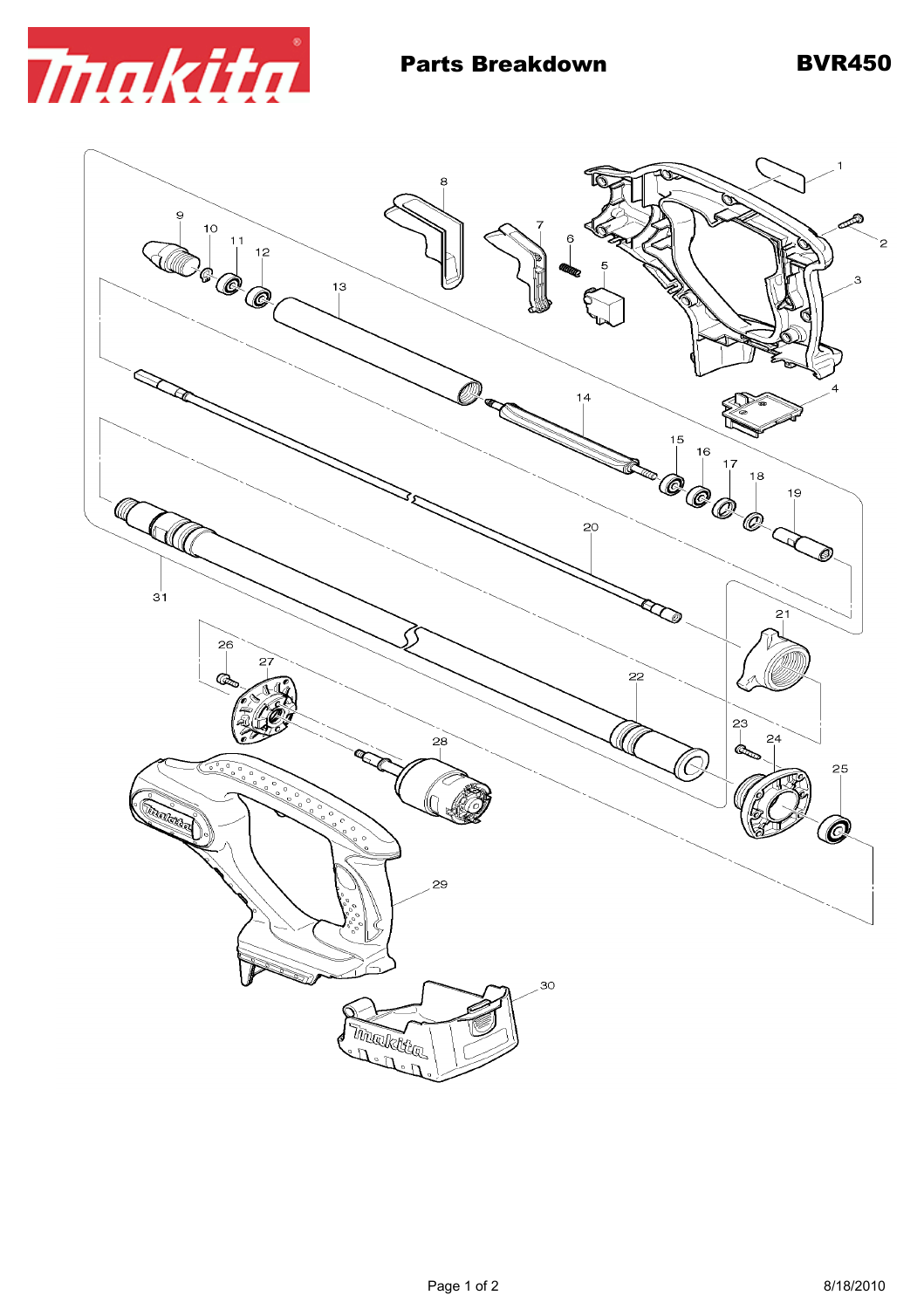# Parts Breakdown

**BVR450**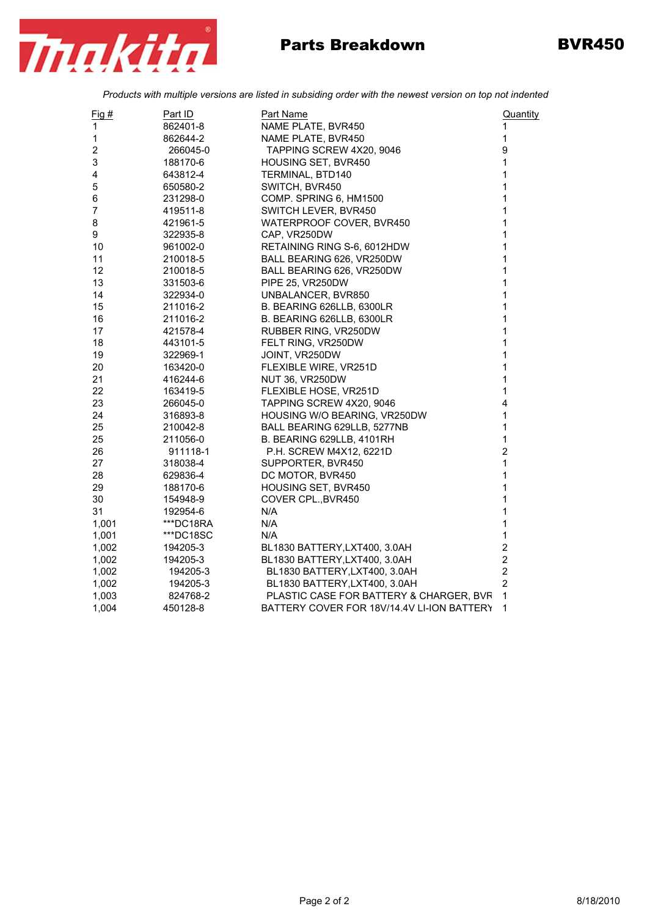# Parts Breakdown

## BVR450

*Products with multiple versions are listed in subsiding order with the newest version on top not indented*

| Fig # | Part ID | Part Name | Quantity |
|---|---|---|---|
| 1 | 862401-8 | NAME PLATE, BVR450 | 1 |
| 1 | 862644-2 | NAME PLATE, BVR450 | 1 |
| 2 | 266045-0 | TAPPING SCREW 4X20, 9046 | 9 |
| 3 | 188170-6 | HOUSING SET, BVR450 | 1 |
| 4 | 643812-4 | TERMINAL, BTD140 | 1 |
| 5 | 650580-2 | SWITCH, BVR450 | 1 |
| 6 | 231298-0 | COMP. SPRING 6, HM1500 | 1 |
| 7 | 419511-8 | SWITCH LEVER, BVR450 | 1 |
| 8 | 421961-5 | WATERPROOF COVER, BVR450 | 1 |
| 9 | 322935-8 | CAP, VR250DW | 1 |
| 10 | 961002-0 | RETAINING RING S-6, 6012HDW | 1 |
| 11 | 210018-5 | BALL BEARING 626, VR250DW | 1 |
| 12 | 210018-5 | BALL BEARING 626, VR250DW | 1 |
| 13 | 331503-6 | PIPE 25, VR250DW | 1 |
| 14 | 322934-0 | UNBALANCER, BVR850 | 1 |
| 15 | 211016-2 | B. BEARING 626LLB, 6300LR | 1 |
| 16 | 211016-2 | B. BEARING 626LLB, 6300LR | 1 |
| 17 | 421578-4 | RUBBER RING, VR250DW | 1 |
| 18 | 443101-5 | FELT RING, VR250DW | 1 |
| 19 | 322969-1 | JOINT, VR250DW | 1 |
| 20 | 163420-0 | FLEXIBLE WIRE, VR251D | 1 |
| 21 | 416244-6 | NUT 36, VR250DW | 1 |
| 22 | 163419-5 | FLEXIBLE HOSE, VR251D | 1 |
| 23 | 266045-0 | TAPPING SCREW 4X20, 9046 | 4 |
| 24 | 316893-8 | HOUSING W/O BEARING, VR250DW | 1 |
| 25 | 210042-8 | BALL BEARING 629LLB, 5277NB | 1 |
| 25 | 211056-0 | B. BEARING 629LLB, 4101RH | 1 |
| 26 | 911118-1 | P.H. SCREW M4X12, 6221D | 2 |
| 27 | 318038-4 | SUPPORTER, BVR450 | 1 |
| 28 | 629836-4 | DC MOTOR, BVR450 | 1 |
| 29 | 188170-6 | HOUSING SET, BVR450 | 1 |
| 30 | 154948-9 | COVER CPL.,BVR450 | 1 |
| 31 | 192954-6 | N/A | 1 |
| 1,001 | ***DC18RA | N/A | 1 |
| 1,001 | ***DC18SC | N/A | 1 |
| 1,002 | 194205-3 | BL1830 BATTERY,LXT400, 3.0AH | 2 |
| 1,002 | 194205-3 | BL1830 BATTERY,LXT400, 3.0AH | 2 |
| 1,002 | 194205-3 | BL1830 BATTERY,LXT400, 3.0AH | 2 |
| 1,002 | 194205-3 | BL1830 BATTERY,LXT400, 3.0AH | 2 |
| 1,003 | 824768-2 | PLASTIC CASE FOR BATTERY & CHARGER, BVR | 1 |
| 1,004 | 450128-8 | BATTERY COVER FOR 18V/14.4V LI-ION BATTERY | 1 |

8/18/2010